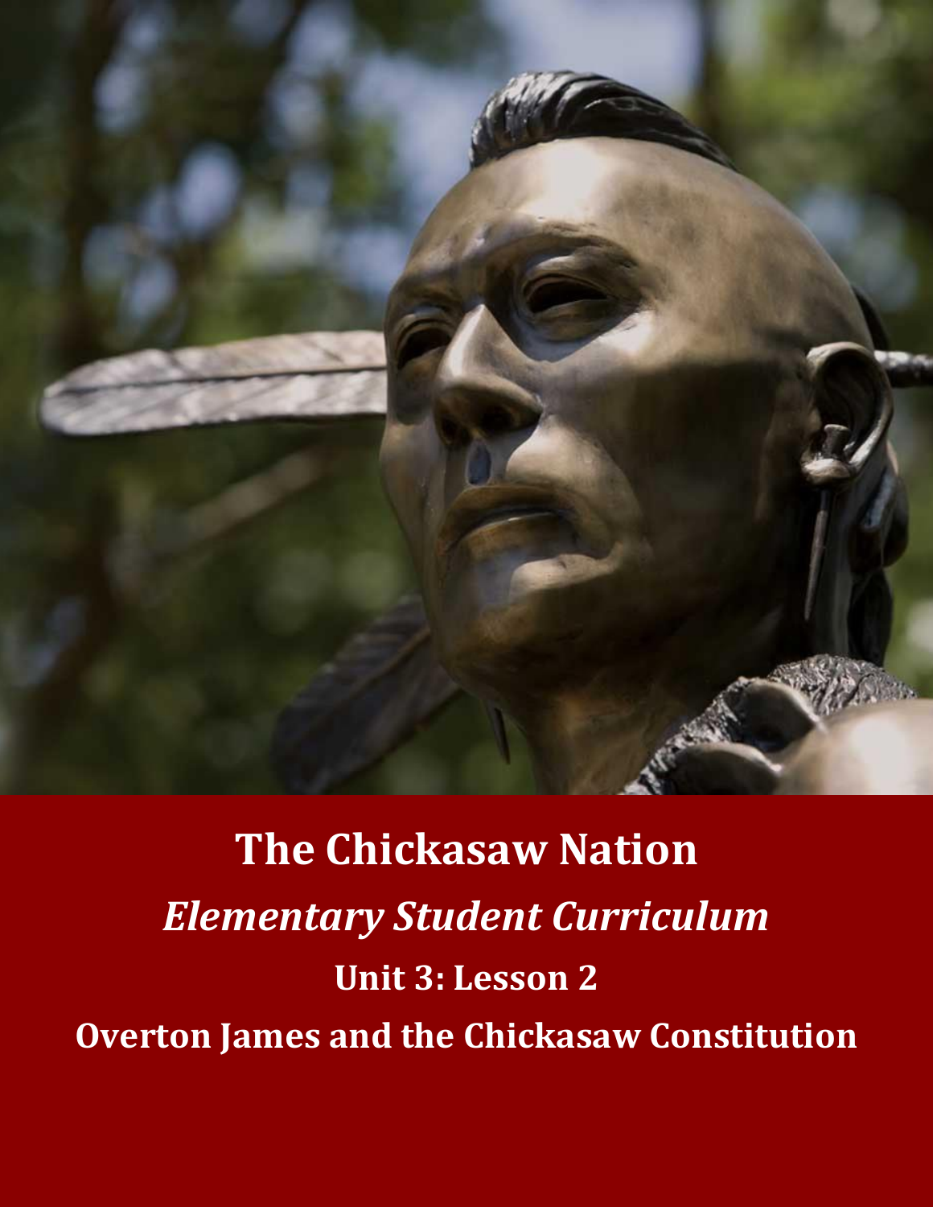# The Chickasaw Nation

## *Elementary Student Curriculum*

### Unit 3: Lesson 2

### Overton James and the Chickasaw Constitution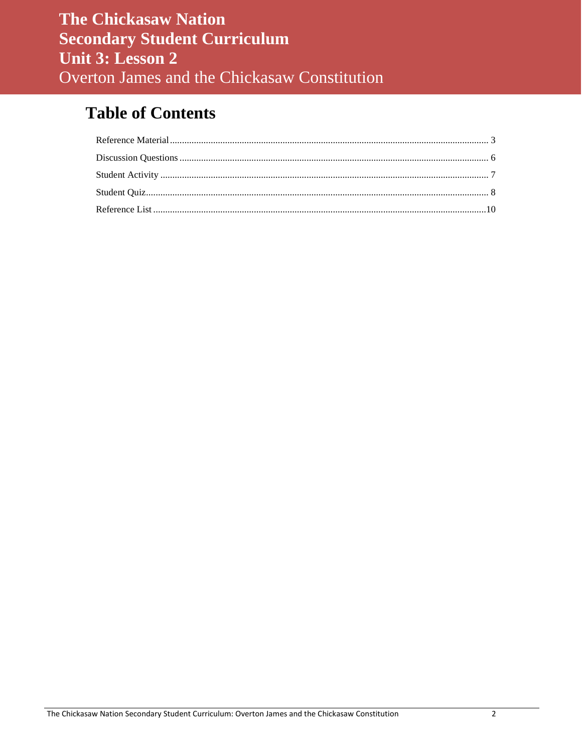# The Chickasaw Nation
# Secondary Student Curriculum
# Unit 3: Lesson 2
## Overton James and the Chickasaw Constitution

## Table of Contents

Reference Material .......... 3

Discussion Questions .......... 6

Student Activity .......... 7

Student Quiz .......... 8

Reference List .......... 10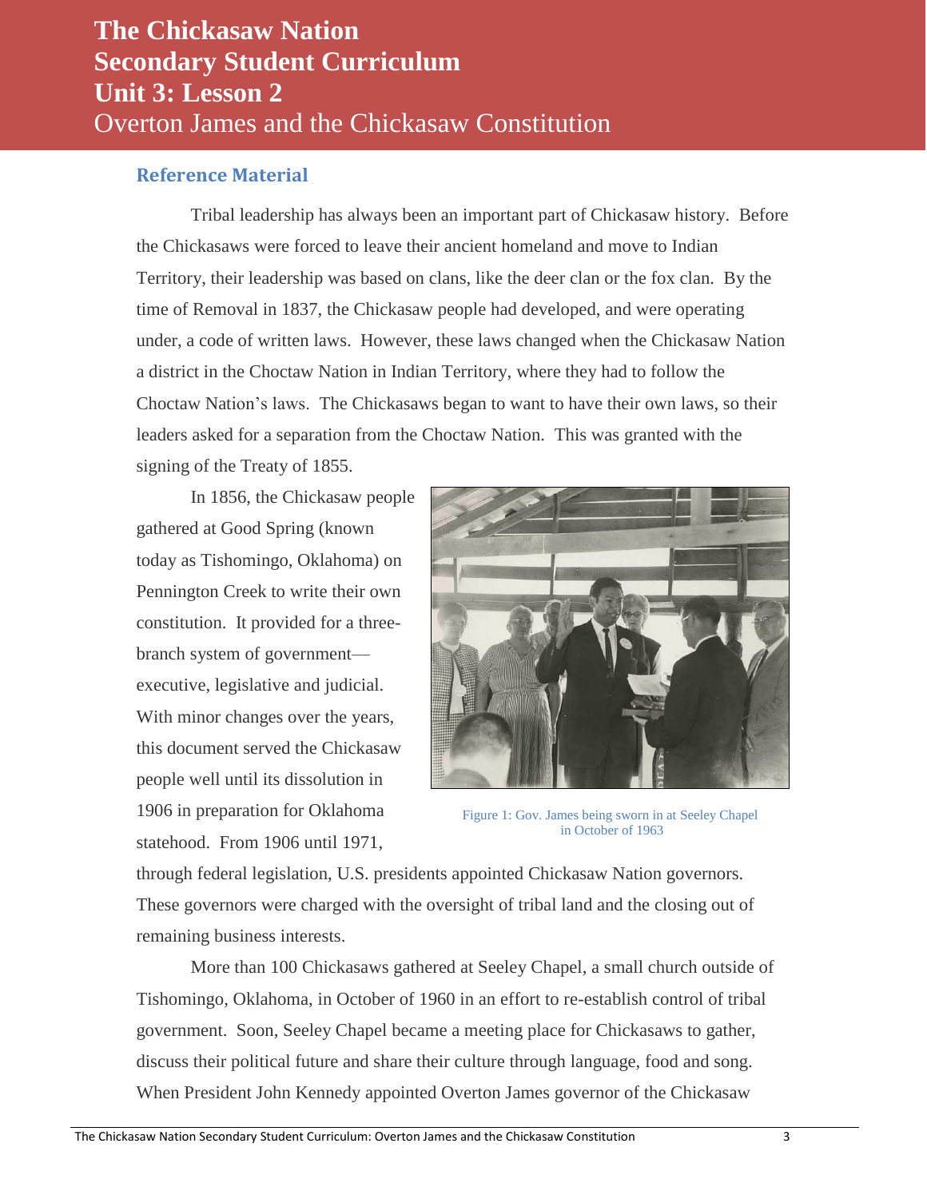# The Chickasaw Nation Secondary Student Curriculum
# Unit 3: Lesson 2
## Overton James and the Chickasaw Constitution

### Reference Material

Tribal leadership has always been an important part of Chickasaw history. Before the Chickasaws were forced to leave their ancient homeland and move to Indian Territory, their leadership was based on clans, like the deer clan or the fox clan. By the time of Removal in 1837, the Chickasaw people had developed, and were operating under, a code of written laws. However, these laws changed when the Chickasaw Nation a district in the Choctaw Nation in Indian Territory, where they had to follow the Choctaw Nation's laws. The Chickasaws began to want to have their own laws, so their leaders asked for a separation from the Choctaw Nation. This was granted with the signing of the Treaty of 1855.

In 1856, the Chickasaw people gathered at Good Spring (known today as Tishomingo, Oklahoma) on Pennington Creek to write their own constitution. It provided for a three-branch system of government—executive, legislative and judicial. With minor changes over the years, this document served the Chickasaw people well until its dissolution in 1906 in preparation for Oklahoma statehood. From 1906 until 1971, through federal legislation, U.S. presidents appointed Chickasaw Nation governors. These governors were charged with the oversight of tribal land and the closing out of remaining business interests.

Figure 1: Gov. James being sworn in at Seeley Chapel in October of 1963

More than 100 Chickasaws gathered at Seeley Chapel, a small church outside of Tishomingo, Oklahoma, in October of 1960 in an effort to re-establish control of tribal government. Soon, Seeley Chapel became a meeting place for Chickasaws to gather, discuss their political future and share their culture through language, food and song. When President John Kennedy appointed Overton James governor of the Chickasaw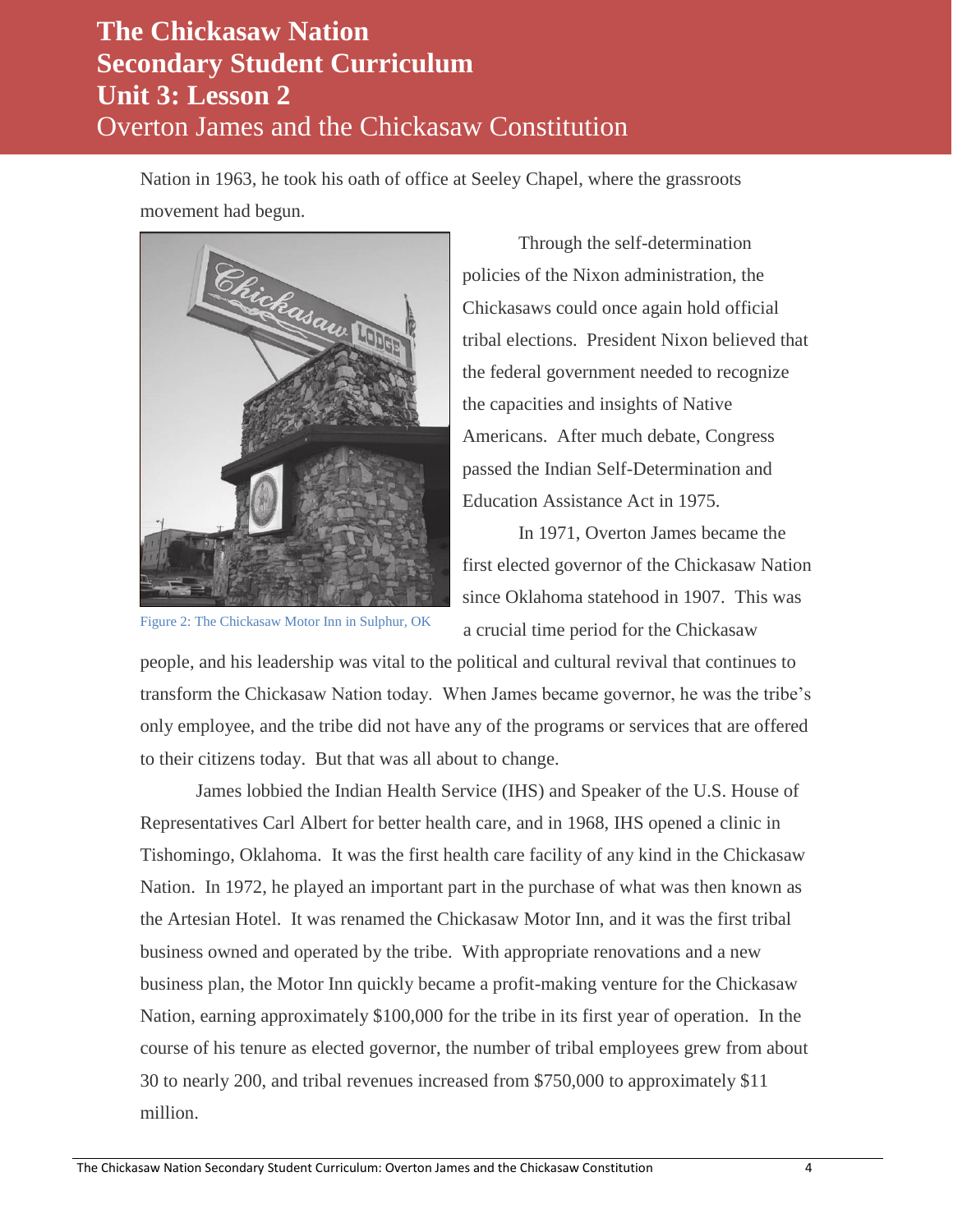Nation in 1963, he took his oath of office at Seeley Chapel, where the grassroots movement had begun.

Figure 2: The Chickasaw Motor Inn in Sulphur, OK

Through the self-determination policies of the Nixon administration, the Chickasaws could once again hold official tribal elections. President Nixon believed that the federal government needed to recognize the capacities and insights of Native Americans. After much debate, Congress passed the Indian Self-Determination and Education Assistance Act in 1975.

In 1971, Overton James became the first elected governor of the Chickasaw Nation since Oklahoma statehood in 1907. This was a crucial time period for the Chickasaw people, and his leadership was vital to the political and cultural revival that continues to transform the Chickasaw Nation today. When James became governor, he was the tribe's only employee, and the tribe did not have any of the programs or services that are offered to their citizens today. But that was all about to change.

James lobbied the Indian Health Service (IHS) and Speaker of the U.S. House of Representatives Carl Albert for better health care, and in 1968, IHS opened a clinic in Tishomingo, Oklahoma. It was the first health care facility of any kind in the Chickasaw Nation. In 1972, he played an important part in the purchase of what was then known as the Artesian Hotel. It was renamed the Chickasaw Motor Inn, and it was the first tribal business owned and operated by the tribe. With appropriate renovations and a new business plan, the Motor Inn quickly became a profit-making venture for the Chickasaw Nation, earning approximately $100,000 for the tribe in its first year of operation. In the course of his tenure as elected governor, the number of tribal employees grew from about 30 to nearly 200, and tribal revenues increased from $750,000 to approximately $11 million.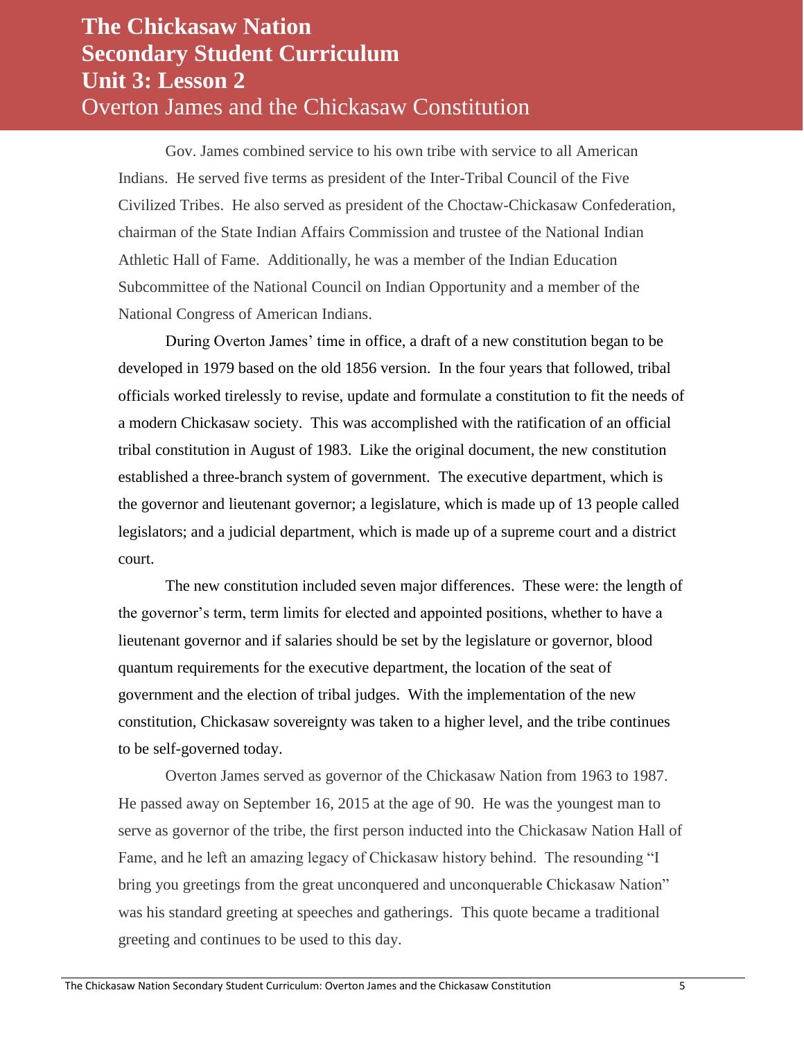# The Chickasaw Nation Secondary Student Curriculum Unit 3: Lesson 2

## Overton James and the Chickasaw Constitution

Gov. James combined service to his own tribe with service to all American Indians. He served five terms as president of the Inter-Tribal Council of the Five Civilized Tribes. He also served as president of the Choctaw-Chickasaw Confederation, chairman of the State Indian Affairs Commission and trustee of the National Indian Athletic Hall of Fame. Additionally, he was a member of the Indian Education Subcommittee of the National Council on Indian Opportunity and a member of the National Congress of American Indians.

During Overton James' time in office, a draft of a new constitution began to be developed in 1979 based on the old 1856 version. In the four years that followed, tribal officials worked tirelessly to revise, update and formulate a constitution to fit the needs of a modern Chickasaw society. This was accomplished with the ratification of an official tribal constitution in August of 1983. Like the original document, the new constitution established a three-branch system of government. The executive department, which is the governor and lieutenant governor; a legislature, which is made up of 13 people called legislators; and a judicial department, which is made up of a supreme court and a district court.

The new constitution included seven major differences. These were: the length of the governor's term, term limits for elected and appointed positions, whether to have a lieutenant governor and if salaries should be set by the legislature or governor, blood quantum requirements for the executive department, the location of the seat of government and the election of tribal judges. With the implementation of the new constitution, Chickasaw sovereignty was taken to a higher level, and the tribe continues to be self-governed today.

Overton James served as governor of the Chickasaw Nation from 1963 to 1987. He passed away on September 16, 2015 at the age of 90. He was the youngest man to serve as governor of the tribe, the first person inducted into the Chickasaw Nation Hall of Fame, and he left an amazing legacy of Chickasaw history behind. The resounding "I bring you greetings from the great unconquered and unconquerable Chickasaw Nation" was his standard greeting at speeches and gatherings. This quote became a traditional greeting and continues to be used to this day.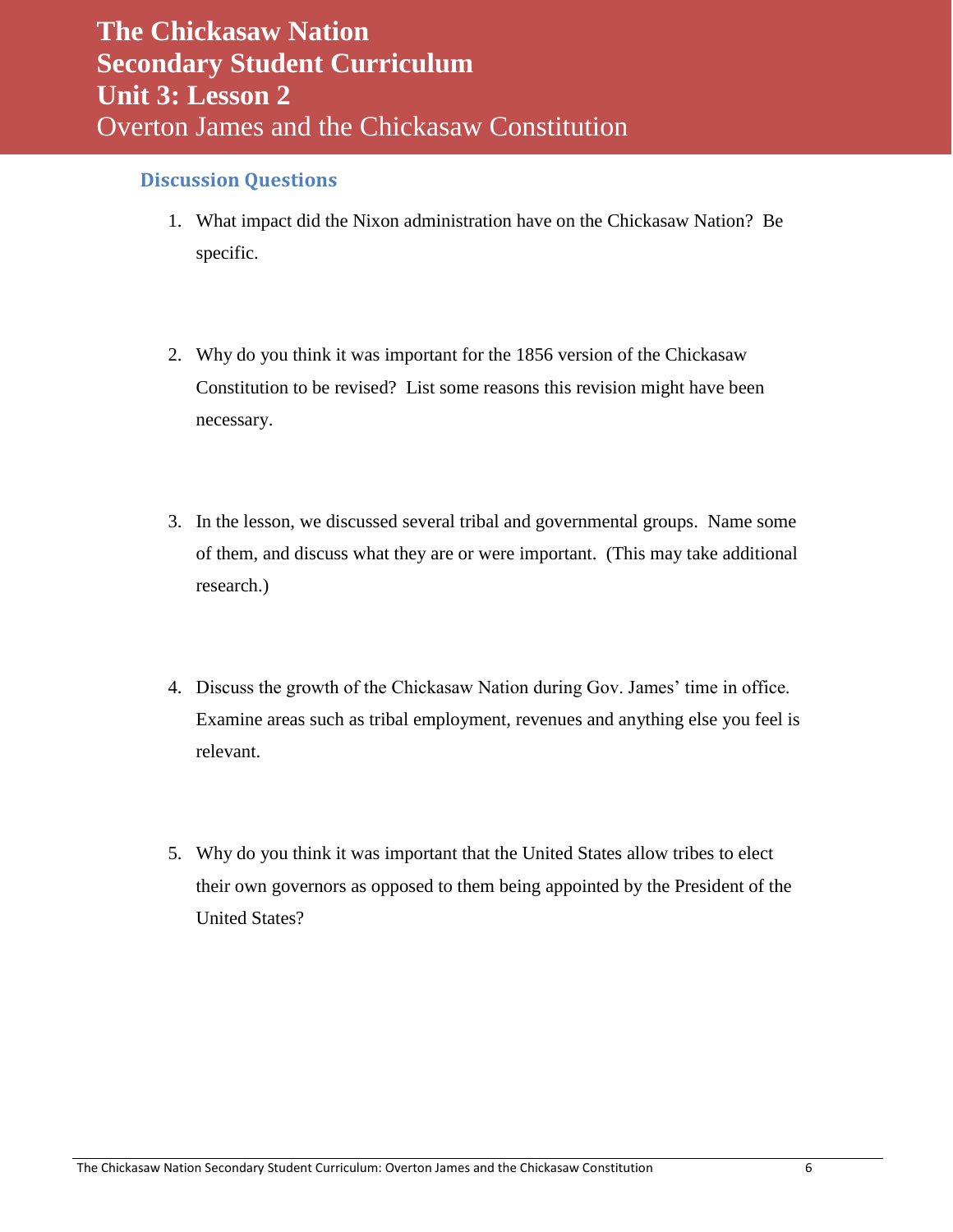# The Chickasaw Nation
# Secondary Student Curriculum
# Unit 3: Lesson 2
## Overton James and the Chickasaw Constitution

### Discussion Questions

1. What impact did the Nixon administration have on the Chickasaw Nation? Be specific.

2. Why do you think it was important for the 1856 version of the Chickasaw Constitution to be revised? List some reasons this revision might have been necessary.

3. In the lesson, we discussed several tribal and governmental groups. Name some of them, and discuss what they are or were important. (This may take additional research.)

4. Discuss the growth of the Chickasaw Nation during Gov. James' time in office. Examine areas such as tribal employment, revenues and anything else you feel is relevant.

5. Why do you think it was important that the United States allow tribes to elect their own governors as opposed to them being appointed by the President of the United States?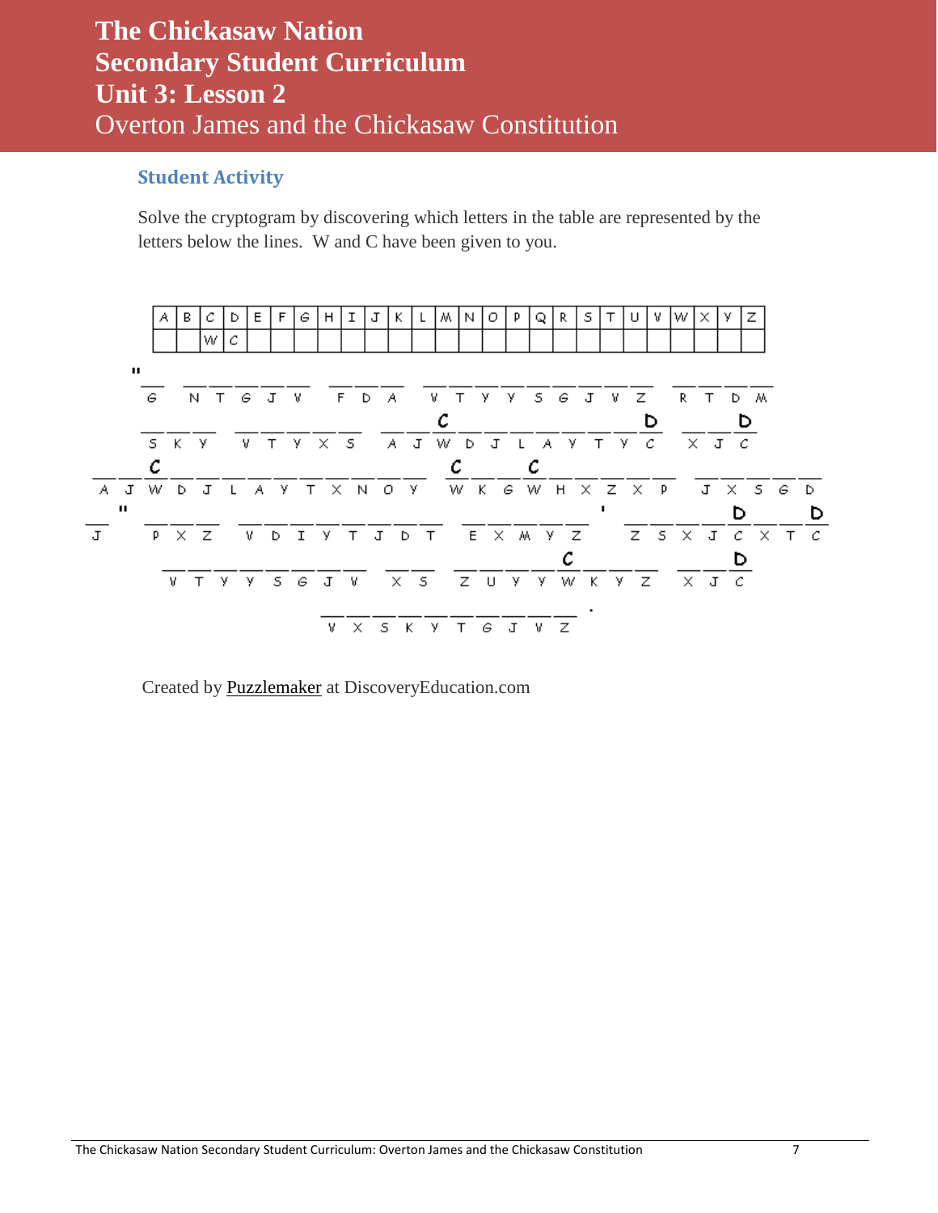# The Chickasaw Nation
# Secondary Student Curriculum
# Unit 3: Lesson 2
## Overton James and the Chickasaw Constitution

### Student Activity

Solve the cryptogram by discovering which letters in the table are represented by the letters below the lines. W and C have been given to you.

| A | B | C | D | E | F | G | H | I | J | K | L | M | N | O | P | Q | R | S | T | U | V | W | X | Y | Z |
|---|---|---|---|---|---|---|---|---|---|---|---|---|---|---|---|---|---|---|---|---|---|---|---|---|---|
| | | W | C | | | | | | | | | | | | | | | | | | | | | | |

```
"_   _ _ _ _ _   _ _ _   _ _ _ _ _ _ _ _ _   _ _ _ _
 G   N T G J V   F D A   V T Y Y S G J V Z   R T D M

_ _ _   _ _ _ _ _   _ _ C _ _ _ _ _ _ _ D   _ _ D
S K Y   V T Y X S   A J W D J L A Y T Y C   X J C

_ _ C _ _ _ _ _ _ _ _ _ _ _   C _ _ C _ _ _ _ _   _ _ _ _ _
A J W D J L A Y T X N O Y     W K G W H X Z X P   J X S G D

_ "  _ _ _   _ _ _ _ _ _ _ _ _   _ _ _ _ _ '  _ _ _ _ D _ _ D
J    P X Z   V D I Y T J D T     E X M Y Z    Z S X J C X T C

_ _ _ _ _ _ _ _   _ _   _ _ _ _ C _ _ _   _ _ D
V T Y Y S G J V   X S   Z U Y Y W K Y Z   X J C

_ _ _ _ _ _ _ _ _ _ .
V X S K Y T G J V Z
```

Created by Puzzlemaker at DiscoveryEducation.com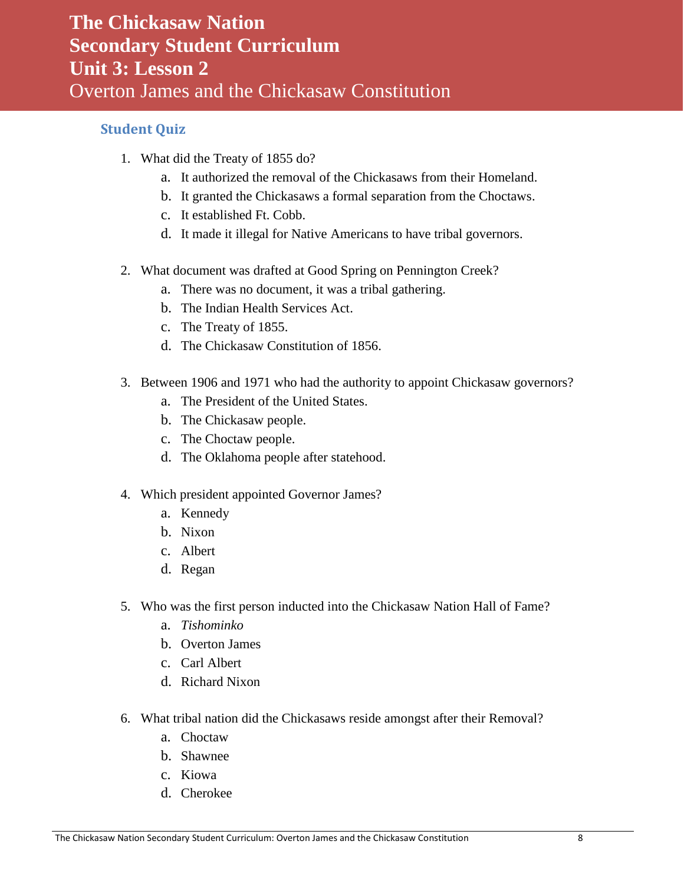# The Chickasaw Nation
# Secondary Student Curriculum
# Unit 3: Lesson 2
## Overton James and the Chickasaw Constitution

### Student Quiz

1. What did the Treaty of 1855 do?
   a. It authorized the removal of the Chickasaws from their Homeland.
   b. It granted the Chickasaws a formal separation from the Choctaws.
   c. It established Ft. Cobb.
   d. It made it illegal for Native Americans to have tribal governors.

2. What document was drafted at Good Spring on Pennington Creek?
   a. There was no document, it was a tribal gathering.
   b. The Indian Health Services Act.
   c. The Treaty of 1855.
   d. The Chickasaw Constitution of 1856.

3. Between 1906 and 1971 who had the authority to appoint Chickasaw governors?
   a. The President of the United States.
   b. The Chickasaw people.
   c. The Choctaw people.
   d. The Oklahoma people after statehood.

4. Which president appointed Governor James?
   a. Kennedy
   b. Nixon
   c. Albert
   d. Regan

5. Who was the first person inducted into the Chickasaw Nation Hall of Fame?
   a. *Tishominko*
   b. Overton James
   c. Carl Albert
   d. Richard Nixon

6. What tribal nation did the Chickasaws reside amongst after their Removal?
   a. Choctaw
   b. Shawnee
   c. Kiowa
   d. Cherokee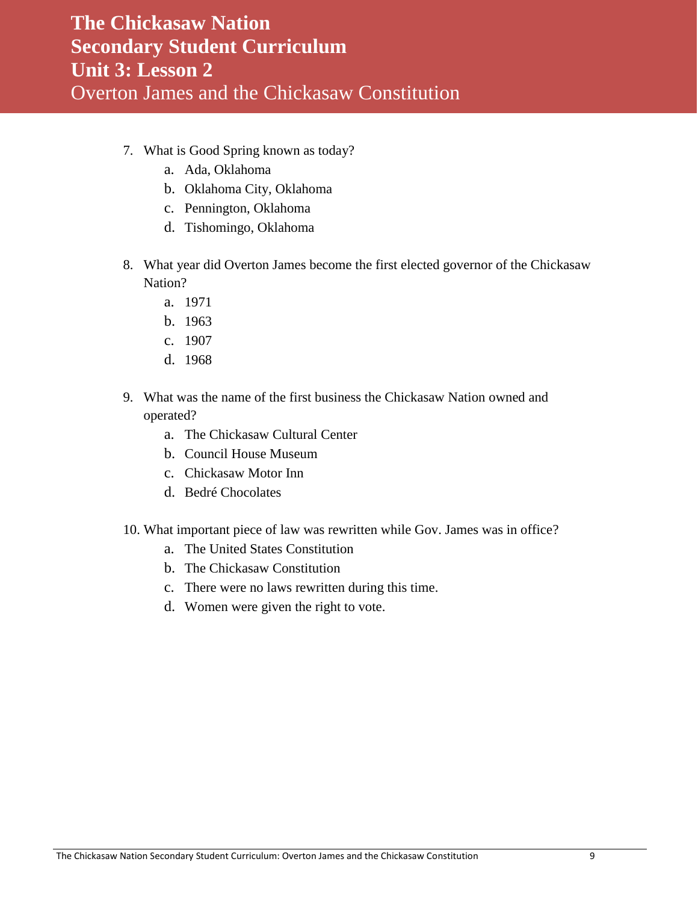7. What is Good Spring known as today?
   a. Ada, Oklahoma
   b. Oklahoma City, Oklahoma
   c. Pennington, Oklahoma
   d. Tishomingo, Oklahoma

8. What year did Overton James become the first elected governor of the Chickasaw Nation?
   a. 1971
   b. 1963
   c. 1907
   d. 1968

9. What was the name of the first business the Chickasaw Nation owned and operated?
   a. The Chickasaw Cultural Center
   b. Council House Museum
   c. Chickasaw Motor Inn
   d. Bedré Chocolates

10. What important piece of law was rewritten while Gov. James was in office?
    a. The United States Constitution
    b. The Chickasaw Constitution
    c. There were no laws rewritten during this time.
    d. Women were given the right to vote.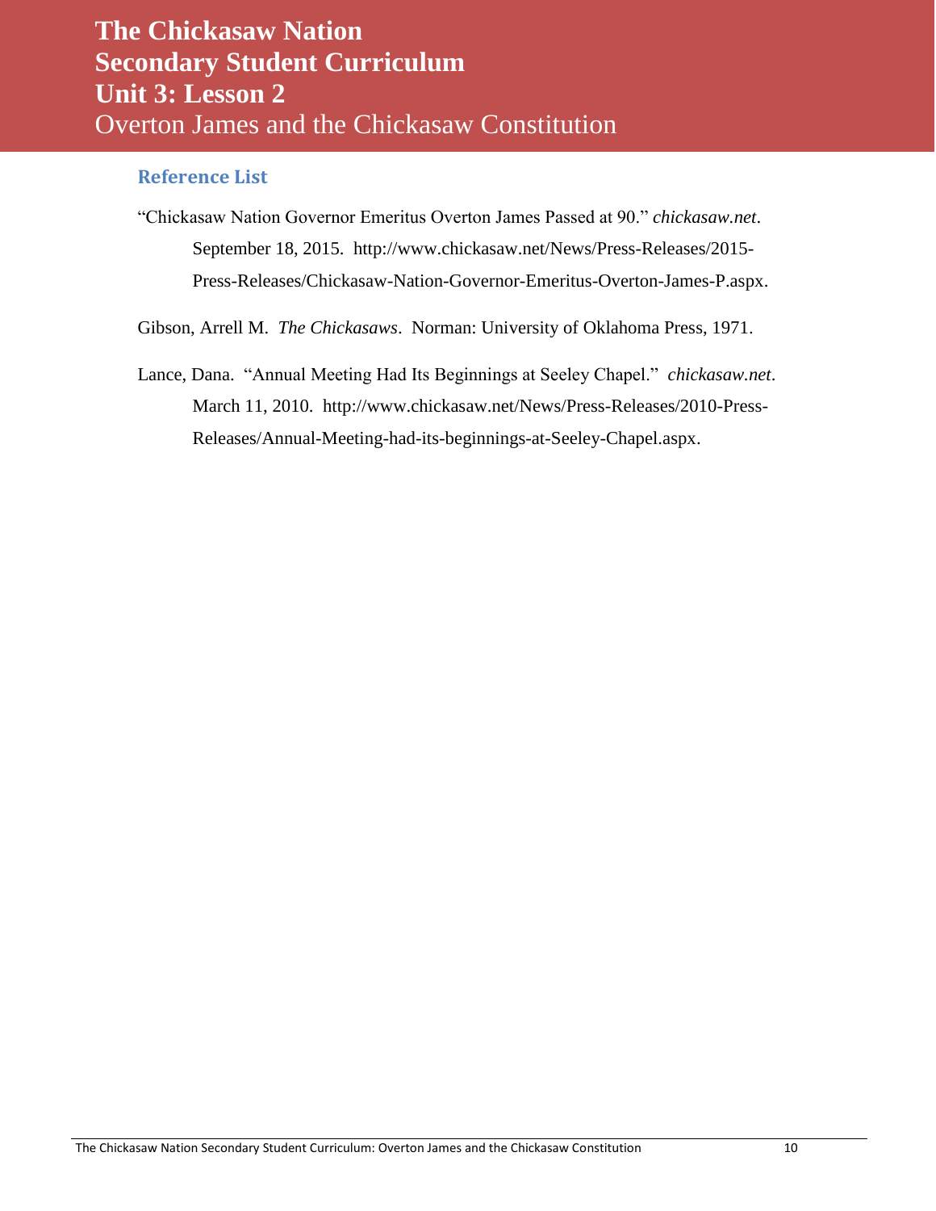## Reference List

"Chickasaw Nation Governor Emeritus Overton James Passed at 90." *chickasaw.net*. September 18, 2015. http://www.chickasaw.net/News/Press-Releases/2015-Press-Releases/Chickasaw-Nation-Governor-Emeritus-Overton-James-P.aspx.

Gibson, Arrell M. *The Chickasaws*. Norman: University of Oklahoma Press, 1971.

Lance, Dana. "Annual Meeting Had Its Beginnings at Seeley Chapel." *chickasaw.net*. March 11, 2010. http://www.chickasaw.net/News/Press-Releases/2010-Press-Releases/Annual-Meeting-had-its-beginnings-at-Seeley-Chapel.aspx.